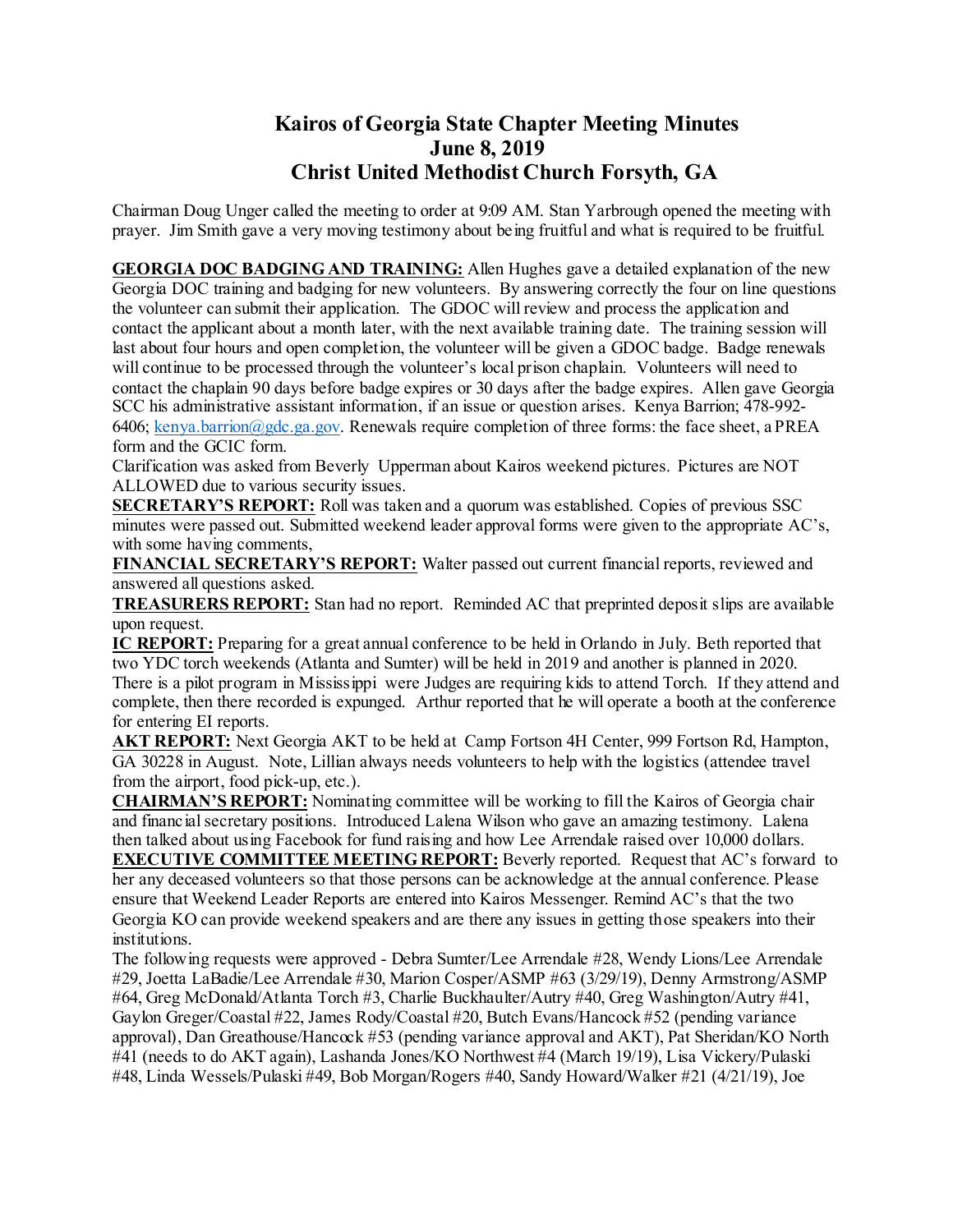# Kairos of Georgia State Chapter Meeting Minutes
## June 8, 2019
## Christ United Methodist Church Forsyth, GA

Chairman Doug Unger called the meeting to order at 9:09 AM. Stan Yarbrough opened the meeting with prayer. Jim Smith gave a very moving testimony about being fruitful and what is required to be fruitful.

**GEORGIA DOC BADGING AND TRAINING:** Allen Hughes gave a detailed explanation of the new Georgia DOC training and badging for new volunteers. By answering correctly the four on line questions the volunteer can submit their application. The GDOC will review and process the application and contact the applicant about a month later, with the next available training date. The training session will last about four hours and open completion, the volunteer will be given a GDOC badge. Badge renewals will continue to be processed through the volunteer's local prison chaplain. Volunteers will need to contact the chaplain 90 days before badge expires or 30 days after the badge expires. Allen gave Georgia SCC his administrative assistant information, if an issue or question arises. Kenya Barrion; 478-992-6406; kenya.barrion@gdc.ga.gov. Renewals require completion of three forms: the face sheet, a PREA form and the GCIC form.

Clarification was asked from Beverly Upperman about Kairos weekend pictures. Pictures are NOT ALLOWED due to various security issues.

**SECRETARY'S REPORT:** Roll was taken and a quorum was established. Copies of previous SSC minutes were passed out. Submitted weekend leader approval forms were given to the appropriate AC's, with some having comments,

**FINANCIAL SECRETARY'S REPORT:** Walter passed out current financial reports, reviewed and answered all questions asked.

**TREASURERS REPORT:** Stan had no report. Reminded AC that preprinted deposit slips are available upon request.

**IC REPORT:** Preparing for a great annual conference to be held in Orlando in July. Beth reported that two YDC torch weekends (Atlanta and Sumter) will be held in 2019 and another is planned in 2020. There is a pilot program in Mississippi were Judges are requiring kids to attend Torch. If they attend and complete, then there recorded is expunged. Arthur reported that he will operate a booth at the conference for entering EI reports.

**AKT REPORT:** Next Georgia AKT to be held at Camp Fortson 4H Center, 999 Fortson Rd, Hampton, GA 30228 in August. Note, Lillian always needs volunteers to help with the logistics (attendee travel from the airport, food pick-up, etc.).

**CHAIRMAN'S REPORT:** Nominating committee will be working to fill the Kairos of Georgia chair and financial secretary positions. Introduced Lalena Wilson who gave an amazing testimony. Lalena then talked about using Facebook for fund raising and how Lee Arrendale raised over 10,000 dollars.

**EXECUTIVE COMMITTEE MEETING REPORT:** Beverly reported. Request that AC's forward to her any deceased volunteers so that those persons can be acknowledge at the annual conference. Please ensure that Weekend Leader Reports are entered into Kairos Messenger. Remind AC's that the two Georgia KO can provide weekend speakers and are there any issues in getting those speakers into their institutions.

The following requests were approved - Debra Sumter/Lee Arrendale #28, Wendy Lions/Lee Arrendale #29, Joetta LaBadie/Lee Arrendale #30, Marion Cosper/ASMP #63 (3/29/19), Denny Armstrong/ASMP #64, Greg McDonald/Atlanta Torch #3, Charlie Buckhaulter/Autry #40, Greg Washington/Autry #41, Gaylon Greger/Coastal #22, James Rody/Coastal #20, Butch Evans/Hancock #52 (pending variance approval), Dan Greathouse/Hancock #53 (pending variance approval and AKT), Pat Sheridan/KO North #41 (needs to do AKT again), Lashanda Jones/KO Northwest #4 (March 19/19), Lisa Vickery/Pulaski #48, Linda Wessels/Pulaski #49, Bob Morgan/Rogers #40, Sandy Howard/Walker #21 (4/21/19), Joe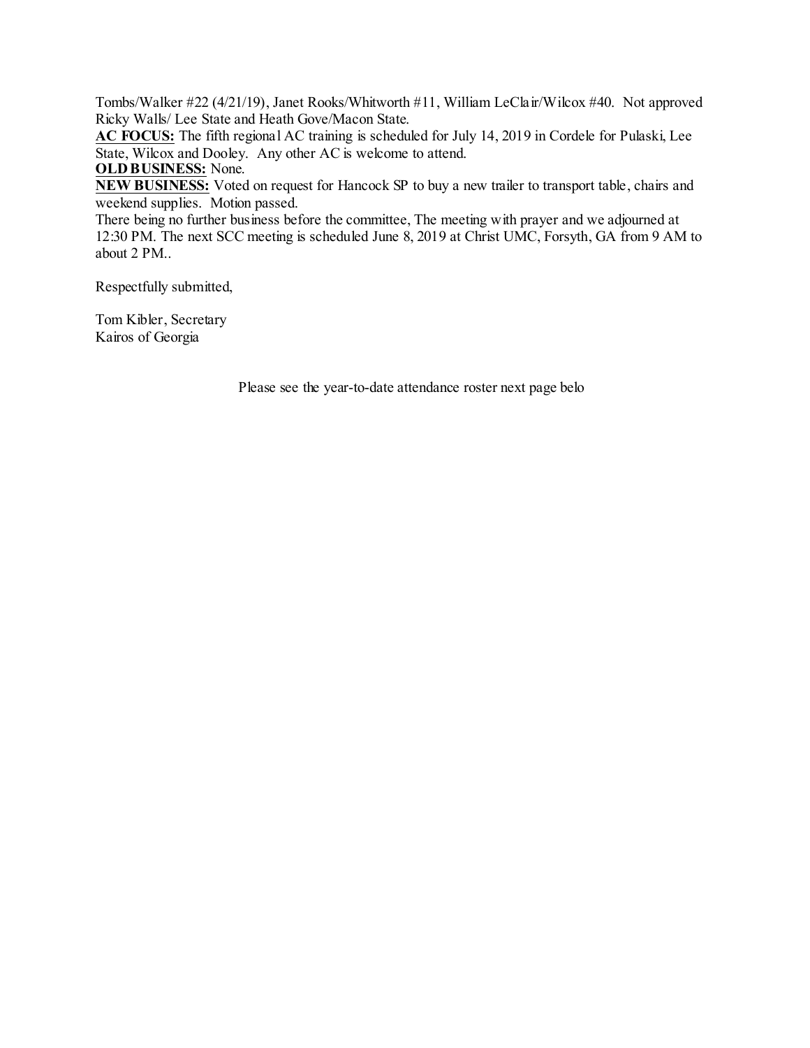Tombs/Walker #22 (4/21/19), Janet Rooks/Whitworth #11, William LeClair/Wilcox #40. Not approved Ricky Walls/ Lee State and Heath Gove/Macon State.

**AC FOCUS:** The fifth regional AC training is scheduled for July 14, 2019 in Cordele for Pulaski, Lee State, Wilcox and Dooley. Any other AC is welcome to attend.

**OLD BUSINESS:** None.

**NEW BUSINESS:** Voted on request for Hancock SP to buy a new trailer to transport table, chairs and weekend supplies. Motion passed.

There being no further business before the committee, The meeting with prayer and we adjourned at 12:30 PM. The next SCC meeting is scheduled June 8, 2019 at Christ UMC, Forsyth, GA from 9 AM to about 2 PM..

Respectfully submitted,

Tom Kibler, Secretary
Kairos of Georgia

Please see the year-to-date attendance roster next page belo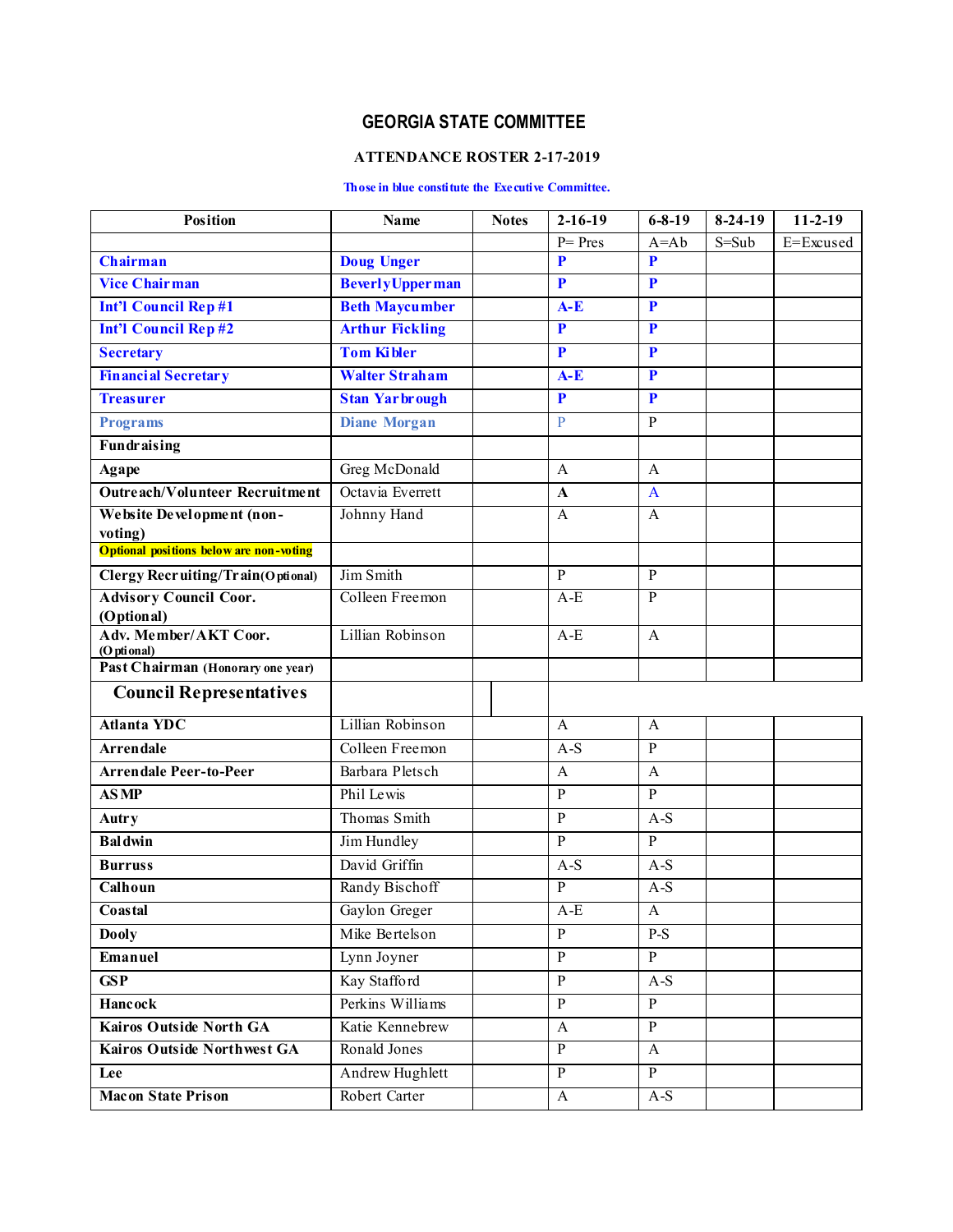# GEORGIA STATE COMMITTEE

**ATTENDANCE ROSTER 2-17-2019**

**Those in blue constitute the Executive Committee.**

| Position | Name | Notes | 2-16-19 | 6-8-19 | 8-24-19 | 11-2-19 |
|---|---|---|---|---|---|---|
| | | | P= Pres | A=Ab | S=Sub | E=Excused |
| **Chairman** | **Doug Unger** | | **P** | **P** | | |
| **Vice Chairman** | **BeverlyUpperman** | | **P** | **P** | | |
| **Int'l Council Rep #1** | **Beth Maycumber** | | **A-E** | **P** | | |
| **Int'l Council Rep #2** | **Arthur Fickling** | | **P** | **P** | | |
| **Secretary** | **Tom Kibler** | | **P** | **P** | | |
| **Financial Secretary** | **Walter Straham** | | **A-E** | **P** | | |
| **Treasurer** | **Stan Yarbrough** | | **P** | **P** | | |
| **Programs** | **Diane Morgan** | | P | P | | |
| **Fundraising** | | | | | | |
| **Agape** | Greg McDonald | | A | A | | |
| **Outreach/Volunteer Recruitment** | Octavia Everett | | **A** | A | | |
| **Website Development (non-voting)** | Johnny Hand | | A | A | | |
| **Optional positions below are non-voting** | | | | | | |
| **Clergy Recruiting/Train(Optional)** | Jim Smith | | P | P | | |
| **Advisory Council Coor. (Optional)** | Colleen Freemon | | A-E | P | | |
| **Adv. Member/AKT Coor. (Optional)** | Lillian Robinson | | A-E | A | | |
| **Past Chairman (Honorary one year)** | | | | | | |
| **Council Representatives** | | | | | | |
| **Atlanta YDC** | Lillian Robinson | | A | A | | |
| **Arrendale** | Colleen Freemon | | A-S | P | | |
| **Arrendale Peer-to-Peer** | Barbara Pletsch | | A | A | | |
| **ASMP** | Phil Lewis | | P | P | | |
| **Autry** | Thomas Smith | | P | A-S | | |
| **Baldwin** | Jim Hundley | | P | P | | |
| **Burruss** | David Griffin | | A-S | A-S | | |
| **Calhoun** | Randy Bischoff | | P | A-S | | |
| **Coastal** | Gaylon Greger | | A-E | A | | |
| **Dooly** | Mike Bertelson | | P | P-S | | |
| **Emanuel** | Lynn Joyner | | P | P | | |
| **GSP** | Kay Stafford | | P | A-S | | |
| **Hancock** | Perkins Williams | | P | P | | |
| **Kairos Outside North GA** | Katie Kennebrew | | A | P | | |
| **Kairos Outside Northwest GA** | Ronald Jones | | P | A | | |
| **Lee** | Andrew Hughlett | | P | P | | |
| **Macon State Prison** | Robert Carter | | A | A-S | | |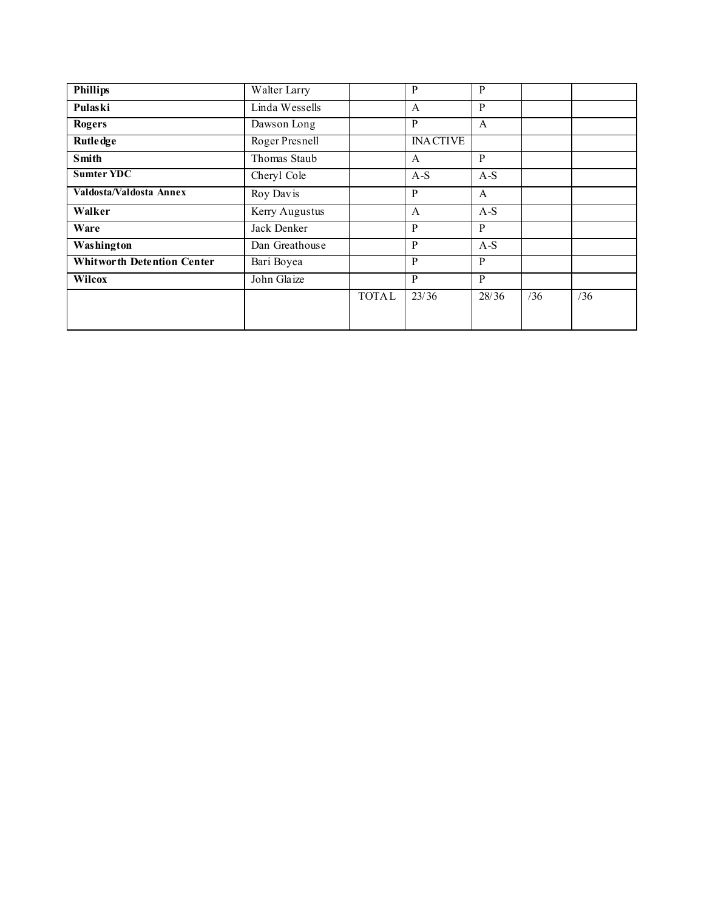| | | | | | | |
|---|---|---|---|---|---|---|
| **Phillips** | Walter Larry | | P | P | | |
| **Pulaski** | Linda Wessells | | A | P | | |
| **Rogers** | Dawson Long | | P | A | | |
| **Rutledge** | Roger Presnell | | INACTIVE | | | |
| **Smith** | Thomas Staub | | A | P | | |
| **Sumter YDC** | Cheryl Cole | | A-S | A-S | | |
| **Valdosta/Valdosta Annex** | Roy Davis | | P | A | | |
| **Walker** | Kerry Augustus | | A | A-S | | |
| **Ware** | Jack Denker | | P | P | | |
| **Washington** | Dan Greathouse | | P | A-S | | |
| **Whitworth Detention Center** | Bari Boyea | | P | P | | |
| **Wilcox** | John Glaize | | P | P | | |
| | | TOTAL | 23/36 | 28/36 | /36 | /36 |